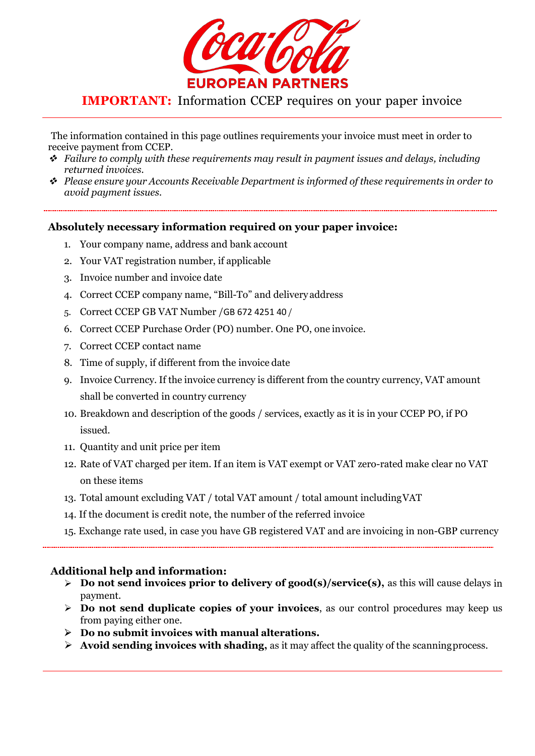**IMPORTANT:** Information CCEP requires on your paper invoice

The information contained in this page outlines requirements your invoice must meet in order to receive payment from CCEP.

- *Failure to comply with these requirements may result in payment issues and delays, including returned invoices.*
- *Please ensure your Accounts Receivable Department is informed of these requirements in order to avoid payment issues.*

---

**Absolutely necessary information required on your paper invoice:**

1. Your company name, address and bank account
2. Your VAT registration number, if applicable
3. Invoice number and invoice date
4. Correct CCEP company name, "Bill-To" and delivery address
5. Correct CCEP GB VAT Number /GB 672 4251 40 /
6. Correct CCEP Purchase Order (PO) number. One PO, one invoice.
7. Correct CCEP contact name
8. Time of supply, if different from the invoice date
9. Invoice Currency. If the invoice currency is different from the country currency, VAT amount shall be converted in country currency
10. Breakdown and description of the goods / services, exactly as it is in your CCEP PO, if PO issued.
11. Quantity and unit price per item
12. Rate of VAT charged per item. If an item is VAT exempt or VAT zero-rated make clear no VAT on these items
13. Total amount excluding VAT / total VAT amount / total amount including VAT
14. If the document is credit note, the number of the referred invoice
15. Exchange rate used, in case you have GB registered VAT and are invoicing in non-GBP currency

---

**Additional help and information:**

- **Do not send invoices prior to delivery of good(s)/service(s),** as this will cause delays in payment.
- **Do not send duplicate copies of your invoices**, as our control procedures may keep us from paying either one.
- **Do no submit invoices with manual alterations.**
- **Avoid sending invoices with shading,** as it may affect the quality of the scanning process.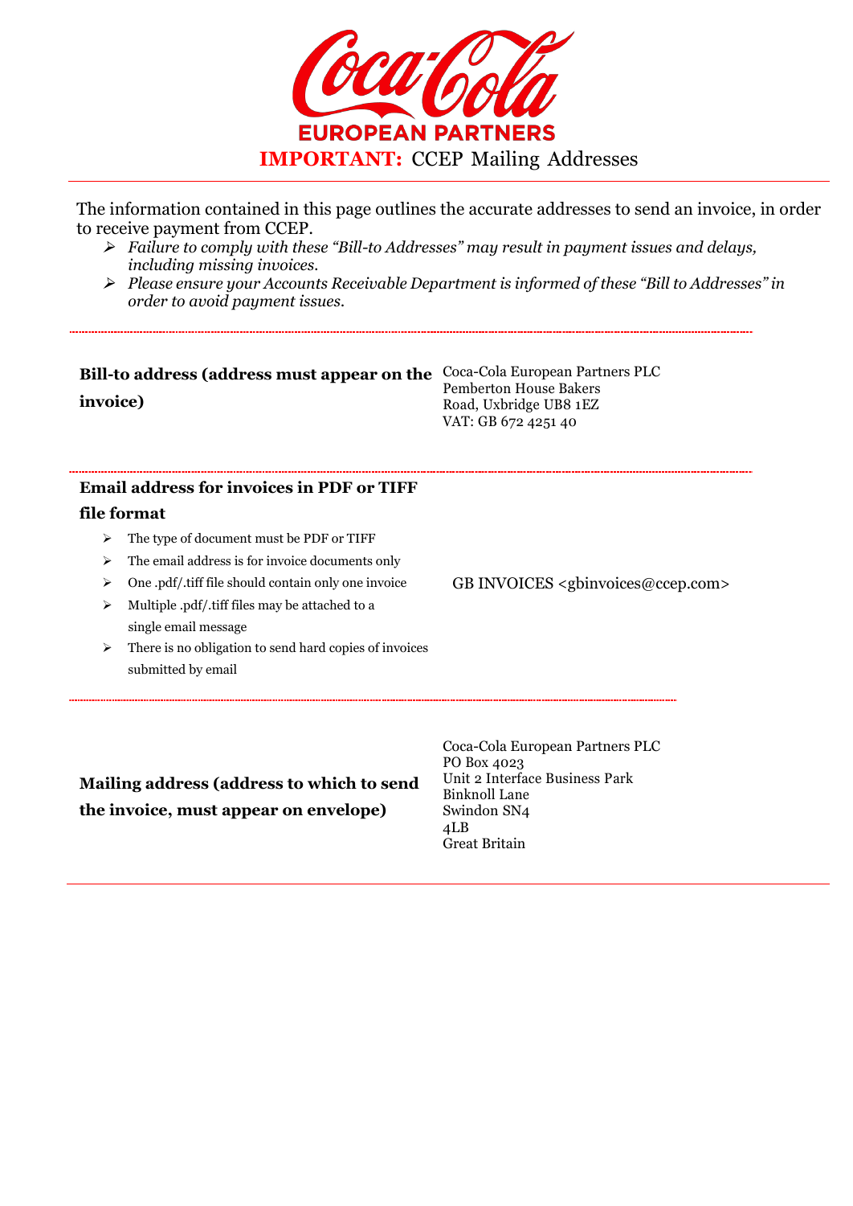Coca-Cola EUROPEAN PARTNERS

# **IMPORTANT:** CCEP Mailing Addresses

The information contained in this page outlines the accurate addresses to send an invoice, in order to receive payment from CCEP.

- *Failure to comply with these "Bill-to Addresses" may result in payment issues and delays, including missing invoices.*
- *Please ensure your Accounts Receivable Department is informed of these "Bill to Addresses" in order to avoid payment issues.*

---

**Bill-to address (address must appear on the invoice)**

Coca-Cola European Partners PLC
Pemberton House Bakers Road, Uxbridge UB8 1EZ
VAT: GB 672 4251 40

---

**Email address for invoices in PDF or TIFF file format**

- The type of document must be PDF or TIFF
- The email address is for invoice documents only
- One .pdf/.tiff file should contain only one invoice
- Multiple .pdf/.tiff files may be attached to a single email message
- There is no obligation to send hard copies of invoices submitted by email

GB INVOICES <gbinvoices@ccep.com>

---

**Mailing address (address to which to send the invoice, must appear on envelope)**

Coca-Cola European Partners PLC
PO Box 4023
Unit 2 Interface Business Park
Binknoll Lane
Swindon SN4 4LB
Great Britain